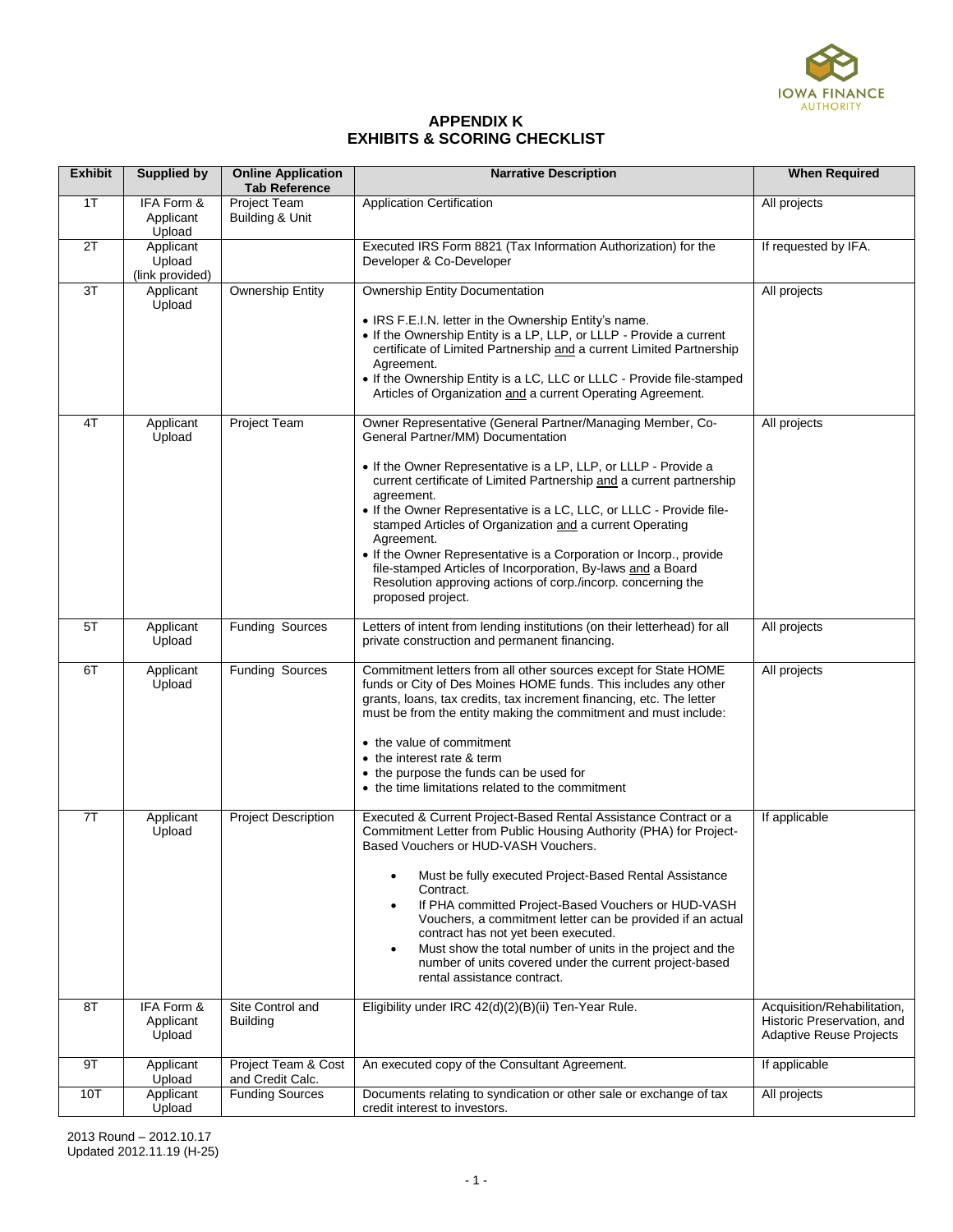# APPENDIX K
# EXHIBITS & SCORING CHECKLIST

| Exhibit | Supplied by | Online Application Tab Reference | Narrative Description | When Required |
|---|---|---|---|---|
| 1T | IFA Form & Applicant Upload | Project Team Building & Unit | Application Certification | All projects |
| 2T | Applicant Upload (link provided) | | Executed IRS Form 8821 (Tax Information Authorization) for the Developer & Co-Developer | If requested by IFA. |
| 3T | Applicant Upload | Ownership Entity | Ownership Entity Documentation<br><br>• IRS F.E.I.N. letter in the Ownership Entity's name.<br>• If the Ownership Entity is a LP, LLP, or LLLP - Provide a current certificate of Limited Partnership and a current Limited Partnership Agreement.<br>• If the Ownership Entity is a LC, LLC or LLLC - Provide file-stamped Articles of Organization and a current Operating Agreement. | All projects |
| 4T | Applicant Upload | Project Team | Owner Representative (General Partner/Managing Member, Co-General Partner/MM) Documentation<br><br>• If the Owner Representative is a LP, LLP, or LLLP - Provide a current certificate of Limited Partnership and a current partnership agreement.<br>• If the Owner Representative is a LC, LLC, or LLLC - Provide file-stamped Articles of Organization and a current Operating Agreement.<br>• If the Owner Representative is a Corporation or Incorp., provide file-stamped Articles of Incorporation, By-laws and a Board Resolution approving actions of corp./incorp. concerning the proposed project. | All projects |
| 5T | Applicant Upload | Funding Sources | Letters of intent from lending institutions (on their letterhead) for all private construction and permanent financing. | All projects |
| 6T | Applicant Upload | Funding Sources | Commitment letters from all other sources except for State HOME funds or City of Des Moines HOME funds. This includes any other grants, loans, tax credits, tax increment financing, etc. The letter must be from the entity making the commitment and must include:<br><br>• the value of commitment<br>• the interest rate & term<br>• the purpose the funds can be used for<br>• the time limitations related to the commitment | All projects |
| 7T | Applicant Upload | Project Description | Executed & Current Project-Based Rental Assistance Contract or a Commitment Letter from Public Housing Authority (PHA) for Project-Based Vouchers or HUD-VASH Vouchers.<br><br>• Must be fully executed Project-Based Rental Assistance Contract.<br>• If PHA committed Project-Based Vouchers or HUD-VASH Vouchers, a commitment letter can be provided if an actual contract has not yet been executed.<br>• Must show the total number of units in the project and the number of units covered under the current project-based rental assistance contract. | If applicable |
| 8T | IFA Form & Applicant Upload | Site Control and Building | Eligibility under IRC 42(d)(2)(B)(ii) Ten-Year Rule. | Acquisition/Rehabilitation, Historic Preservation, and Adaptive Reuse Projects |
| 9T | Applicant Upload | Project Team & Cost and Credit Calc. | An executed copy of the Consultant Agreement. | If applicable |
| 10T | Applicant Upload | Funding Sources | Documents relating to syndication or other sale or exchange of tax credit interest to investors. | All projects |

2013 Round – 2012.10.17
Updated 2012.11.19 (H-25)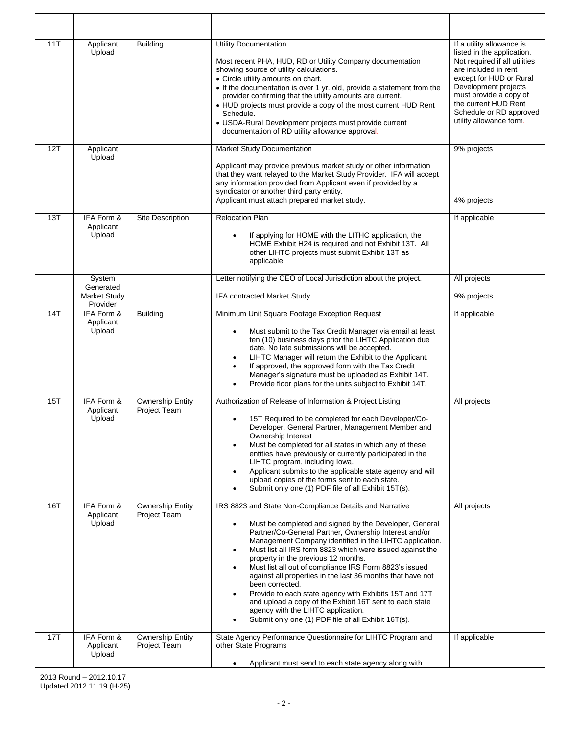| | | | | |
|---|---|---|---|---|
| 11T | Applicant Upload | Building | Utility Documentation<br><br>Most recent PHA, HUD, RD or Utility Company documentation showing source of utility calculations.<br>• Circle utility amounts on chart.<br>• If the documentation is over 1 yr. old, provide a statement from the provider confirming that the utility amounts are current.<br>• HUD projects must provide a copy of the most current HUD Rent Schedule.<br>• USDA-Rural Development projects must provide current documentation of RD utility allowance approval. | If a utility allowance is listed in the application. Not required if all utilities are included in rent except for HUD or Rural Development projects must provide a copy of the current HUD Rent Schedule or RD approved utility allowance form. |
| 12T | Applicant Upload | | Market Study Documentation<br><br>Applicant may provide previous market study or other information that they want relayed to the Market Study Provider. IFA will accept any information provided from Applicant even if provided by a syndicator or another third party entity. | 9% projects |
| | | | Applicant must attach prepared market study. | 4% projects |
| 13T | IFA Form & Applicant Upload | Site Description | Relocation Plan<br><br>• If applying for HOME with the LITHC application, the HOME Exhibit H24 is required and not Exhibit 13T. All other LIHTC projects must submit Exhibit 13T as applicable. | If applicable |
| | System Generated | | Letter notifying the CEO of Local Jurisdiction about the project. | All projects |
| | Market Study Provider | | IFA contracted Market Study | 9% projects |
| 14T | IFA Form & Applicant Upload | Building | Minimum Unit Square Footage Exception Request<br><br>• Must submit to the Tax Credit Manager via email at least ten (10) business days prior the LIHTC Application due date. No late submissions will be accepted.<br>• LIHTC Manager will return the Exhibit to the Applicant.<br>• If approved, the approved form with the Tax Credit Manager's signature must be uploaded as Exhibit 14T.<br>• Provide floor plans for the units subject to Exhibit 14T. | If applicable |
| 15T | IFA Form & Applicant Upload | Ownership Entity Project Team | Authorization of Release of Information & Project Listing<br><br>• 15T Required to be completed for each Developer/Co-Developer, General Partner, Management Member and Ownership Interest<br>• Must be completed for all states in which any of these entities have previously or currently participated in the LIHTC program, including Iowa.<br>• Applicant submits to the applicable state agency and will upload copies of the forms sent to each state.<br>• Submit only one (1) PDF file of all Exhibit 15T(s). | All projects |
| 16T | IFA Form & Applicant Upload | Ownership Entity Project Team | IRS 8823 and State Non-Compliance Details and Narrative<br><br>• Must be completed and signed by the Developer, General Partner/Co-General Partner, Ownership Interest and/or Management Company identified in the LIHTC application.<br>• Must list all IRS form 8823 which were issued against the property in the previous 12 months.<br>• Must list all out of compliance IRS Form 8823's issued against all properties in the last 36 months that have not been corrected.<br>• Provide to each state agency with Exhibits 15T and 17T and upload a copy of the Exhibit 16T sent to each state agency with the LIHTC application.<br>• Submit only one (1) PDF file of all Exhibit 16T(s). | All projects |
| 17T | IFA Form & Applicant Upload | Ownership Entity Project Team | State Agency Performance Questionnaire for LIHTC Program and other State Programs<br><br>• Applicant must send to each state agency along with | If applicable |

2013 Round – 2012.10.17
Updated 2012.11.19 (H-25)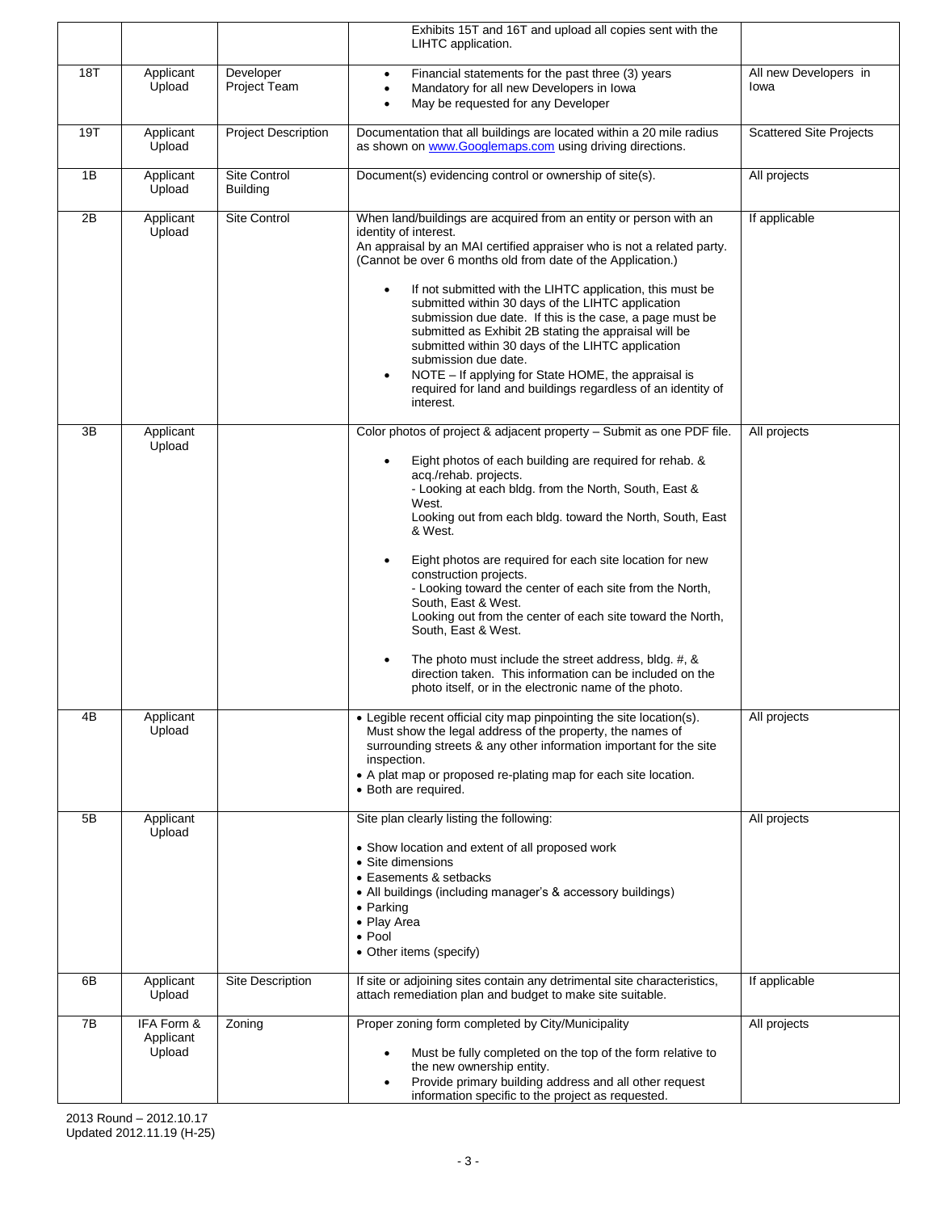| | | | | |
|---|---|---|---|---|
| | | | Exhibits 15T and 16T and upload all copies sent with the LIHTC application. | |
| 18T | Applicant Upload | Developer Project Team | • Financial statements for the past three (3) years<br>• Mandatory for all new Developers in Iowa<br>• May be requested for any Developer | All new Developers in Iowa |
| 19T | Applicant Upload | Project Description | Documentation that all buildings are located within a 20 mile radius as shown on www.Googlemaps.com using driving directions. | Scattered Site Projects |
| 1B | Applicant Upload | Site Control Building | Document(s) evidencing control or ownership of site(s). | All projects |
| 2B | Applicant Upload | Site Control | When land/buildings are acquired from an entity or person with an identity of interest.<br>An appraisal by an MAI certified appraiser who is not a related party. (Cannot be over 6 months old from date of the Application.)<br>• If not submitted with the LIHTC application, this must be submitted within 30 days of the LIHTC application submission due date. If this is the case, a page must be submitted as Exhibit 2B stating the appraisal will be submitted within 30 days of the LIHTC application submission due date.<br>• NOTE – If applying for State HOME, the appraisal is required for land and buildings regardless of an identity of interest. | If applicable |
| 3B | Applicant Upload | | Color photos of project & adjacent property – Submit as one PDF file.<br>• Eight photos of each building are required for rehab. & acq./rehab. projects.<br>- Looking at each bldg. from the North, South, East & West.<br>Looking out from each bldg. toward the North, South, East & West.<br>• Eight photos are required for each site location for new construction projects.<br>- Looking toward the center of each site from the North, South, East & West.<br>Looking out from the center of each site toward the North, South, East & West.<br>• The photo must include the street address, bldg. #, & direction taken. This information can be included on the photo itself, or in the electronic name of the photo. | All projects |
| 4B | Applicant Upload | | • Legible recent official city map pinpointing the site location(s). Must show the legal address of the property, the names of surrounding streets & any other information important for the site inspection.<br>• A plat map or proposed re-plating map for each site location.<br>• Both are required. | All projects |
| 5B | Applicant Upload | | Site plan clearly listing the following:<br>• Show location and extent of all proposed work<br>• Site dimensions<br>• Easements & setbacks<br>• All buildings (including manager's & accessory buildings)<br>• Parking<br>• Play Area<br>• Pool<br>• Other items (specify) | All projects |
| 6B | Applicant Upload | Site Description | If site or adjoining sites contain any detrimental site characteristics, attach remediation plan and budget to make site suitable. | If applicable |
| 7B | IFA Form & Applicant Upload | Zoning | Proper zoning form completed by City/Municipality<br>• Must be fully completed on the top of the form relative to the new ownership entity.<br>• Provide primary building address and all other request information specific to the project as requested. | All projects |

2013 Round – 2012.10.17
Updated 2012.11.19 (H-25)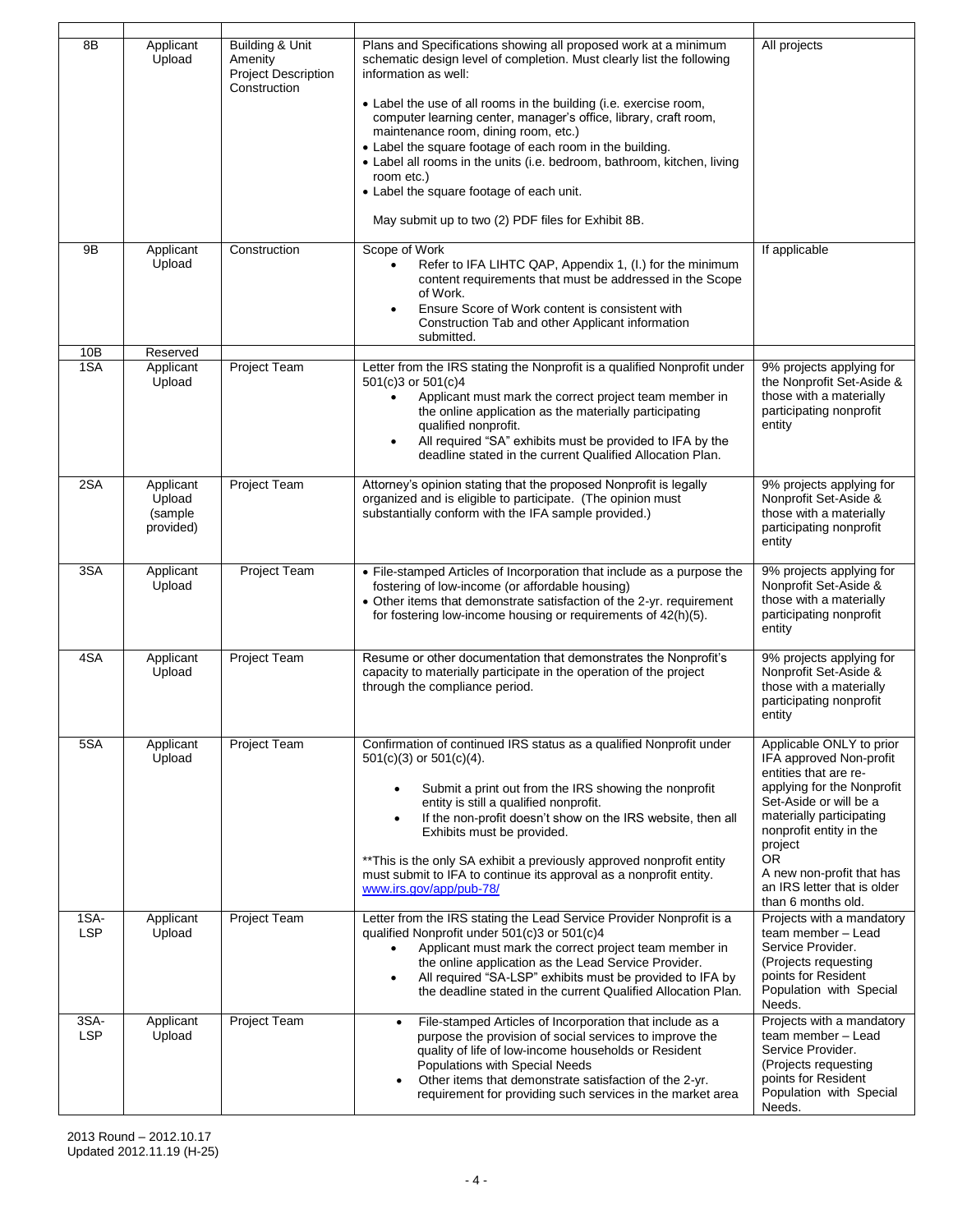| | | | | |
|---|---|---|---|---|
| 8B | Applicant Upload | Building & Unit Amenity<br>Project Description<br>Construction | Plans and Specifications showing all proposed work at a minimum schematic design level of completion. Must clearly list the following information as well:<br><br>• Label the use of all rooms in the building (i.e. exercise room, computer learning center, manager's office, library, craft room, maintenance room, dining room, etc.)<br>• Label the square footage of each room in the building.<br>• Label all rooms in the units (i.e. bedroom, bathroom, kitchen, living room etc.)<br>• Label the square footage of each unit.<br><br>May submit up to two (2) PDF files for Exhibit 8B. | All projects |
| 9B | Applicant Upload | Construction | Scope of Work<br>• Refer to IFA LIHTC QAP, Appendix 1, (I.) for the minimum content requirements that must be addressed in the Scope of Work.<br>• Ensure Score of Work content is consistent with Construction Tab and other Applicant information submitted. | If applicable |
| 10B | Reserved | | | |
| 1SA | Applicant Upload | Project Team | Letter from the IRS stating the Nonprofit is a qualified Nonprofit under 501(c)3 or 501(c)4<br>• Applicant must mark the correct project team member in the online application as the materially participating qualified nonprofit.<br>• All required "SA" exhibits must be provided to IFA by the deadline stated in the current Qualified Allocation Plan. | 9% projects applying for the Nonprofit Set-Aside & those with a materially participating nonprofit entity |
| 2SA | Applicant Upload (sample provided) | Project Team | Attorney's opinion stating that the proposed Nonprofit is legally organized and is eligible to participate. (The opinion must substantially conform with the IFA sample provided.) | 9% projects applying for Nonprofit Set-Aside & those with a materially participating nonprofit entity |
| 3SA | Applicant Upload | Project Team | • File-stamped Articles of Incorporation that include as a purpose the fostering of low-income (or affordable housing)<br>• Other items that demonstrate satisfaction of the 2-yr. requirement for fostering low-income housing or requirements of 42(h)(5). | 9% projects applying for Nonprofit Set-Aside & those with a materially participating nonprofit entity |
| 4SA | Applicant Upload | Project Team | Resume or other documentation that demonstrates the Nonprofit's capacity to materially participate in the operation of the project through the compliance period. | 9% projects applying for Nonprofit Set-Aside & those with a materially participating nonprofit entity |
| 5SA | Applicant Upload | Project Team | Confirmation of continued IRS status as a qualified Nonprofit under 501(c)(3) or 501(c)(4).<br><br>• Submit a print out from the IRS showing the nonprofit entity is still a qualified nonprofit.<br>• If the non-profit doesn't show on the IRS website, then all Exhibits must be provided.<br><br>**This is the only SA exhibit a previously approved nonprofit entity must submit to IFA to continue its approval as a nonprofit entity. www.irs.gov/app/pub-78/ | Applicable ONLY to prior IFA approved Non-profit entities that are re-applying for the Nonprofit Set-Aside or will be a materially participating nonprofit entity in the project<br>OR<br>A new non-profit that has an IRS letter that is older than 6 months old. |
| 1SA-LSP | Applicant Upload | Project Team | Letter from the IRS stating the Lead Service Provider Nonprofit is a qualified Nonprofit under 501(c)3 or 501(c)4<br>• Applicant must mark the correct project team member in the online application as the Lead Service Provider.<br>• All required "SA-LSP" exhibits must be provided to IFA by the deadline stated in the current Qualified Allocation Plan. | Projects with a mandatory team member – Lead Service Provider. (Projects requesting points for Resident Population with Special Needs. |
| 3SA-LSP | Applicant Upload | Project Team | • File-stamped Articles of Incorporation that include as a purpose the provision of social services to improve the quality of life of low-income households or Resident Populations with Special Needs<br>• Other items that demonstrate satisfaction of the 2-yr. requirement for providing such services in the market area | Projects with a mandatory team member – Lead Service Provider. (Projects requesting points for Resident Population with Special Needs. |

2013 Round – 2012.10.17
Updated 2012.11.19 (H-25)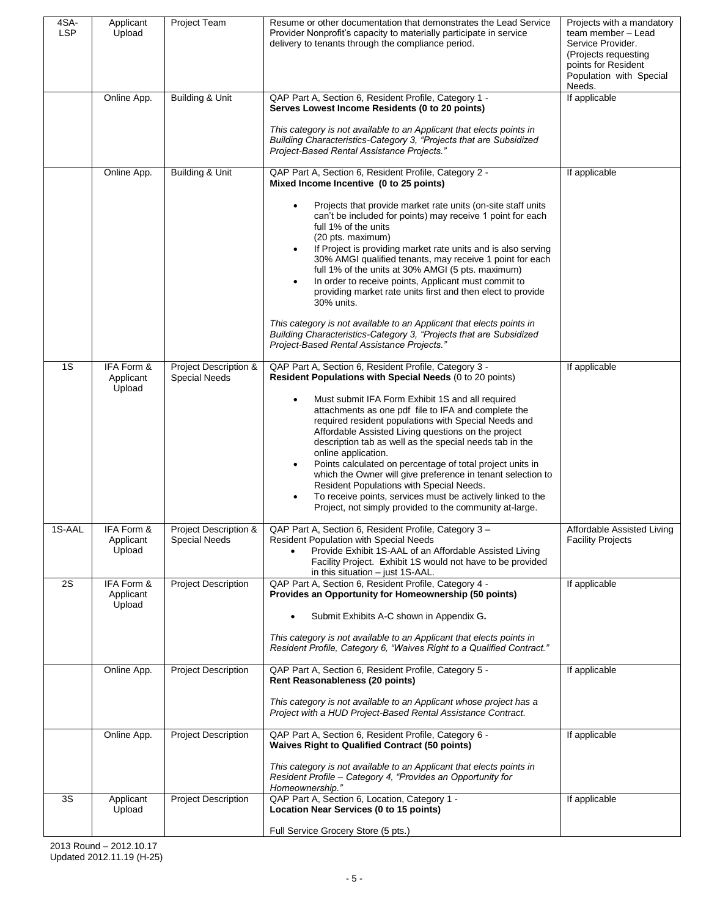| | | | | |
|---|---|---|---|---|
| 4SA-LSP | Applicant Upload | Project Team | Resume or other documentation that demonstrates the Lead Service Provider Nonprofit's capacity to materially participate in service delivery to tenants through the compliance period. | Projects with a mandatory team member – Lead Service Provider. (Projects requesting points for Resident Population with Special Needs. |
| | Online App. | Building & Unit | QAP Part A, Section 6, Resident Profile, Category 1 - **Serves Lowest Income Residents (0 to 20 points)**<br><br>*This category is not available to an Applicant that elects points in Building Characteristics-Category 3, "Projects that are Subsidized Project-Based Rental Assistance Projects."* | If applicable |
| | Online App. | Building & Unit | QAP Part A, Section 6, Resident Profile, Category 2 - **Mixed Income Incentive (0 to 25 points)**<br><br>• Projects that provide market rate units (on-site staff units can't be included for points) may receive 1 point for each full 1% of the units (20 pts. maximum)<br>• If Project is providing market rate units and is also serving 30% AMGI qualified tenants, may receive 1 point for each full 1% of the units at 30% AMGI (5 pts. maximum)<br>• In order to receive points, Applicant must commit to providing market rate units first and then elect to provide 30% units.<br><br>*This category is not available to an Applicant that elects points in Building Characteristics-Category 3, "Projects that are Subsidized Project-Based Rental Assistance Projects."* | If applicable |
| 1S | IFA Form & Applicant Upload | Project Description & Special Needs | QAP Part A, Section 6, Resident Profile, Category 3 - **Resident Populations with Special Needs** (0 to 20 points)<br><br>• Must submit IFA Form Exhibit 1S and all required attachments as one pdf file to IFA and complete the required resident populations with Special Needs and Affordable Assisted Living questions on the project description tab as well as the special needs tab in the online application.<br>• Points calculated on percentage of total project units in which the Owner will give preference in tenant selection to Resident Populations with Special Needs.<br>• To receive points, services must be actively linked to the Project, not simply provided to the community at-large. | If applicable |
| 1S-AAL | IFA Form & Applicant Upload | Project Description & Special Needs | QAP Part A, Section 6, Resident Profile, Category 3 – Resident Population with Special Needs<br>• Provide Exhibit 1S-AAL of an Affordable Assisted Living Facility Project. Exhibit 1S would not have to be provided in this situation – just 1S-AAL. | Affordable Assisted Living Facility Projects |
| 2S | IFA Form & Applicant Upload | Project Description | QAP Part A, Section 6, Resident Profile, Category 4 - **Provides an Opportunity for Homeownership (50 points)**<br><br>• Submit Exhibits A-C shown in Appendix G**.**<br><br>*This category is not available to an Applicant that elects points in Resident Profile, Category 6, "Waives Right to a Qualified Contract."* | If applicable |
| | Online App. | Project Description | QAP Part A, Section 6, Resident Profile, Category 5 - **Rent Reasonableness (20 points)**<br><br>*This category is not available to an Applicant whose project has a Project with a HUD Project-Based Rental Assistance Contract.* | If applicable |
| | Online App. | Project Description | QAP Part A, Section 6, Resident Profile, Category 6 - **Waives Right to Qualified Contract (50 points)**<br><br>*This category is not available to an Applicant that elects points in Resident Profile – Category 4, "Provides an Opportunity for Homeownership."* | If applicable |
| 3S | Applicant Upload | Project Description | QAP Part A, Section 6, Location, Category 1 - **Location Near Services (0 to 15 points)**<br><br>Full Service Grocery Store (5 pts.) | If applicable |

2013 Round – 2012.10.17
Updated 2012.11.19 (H-25)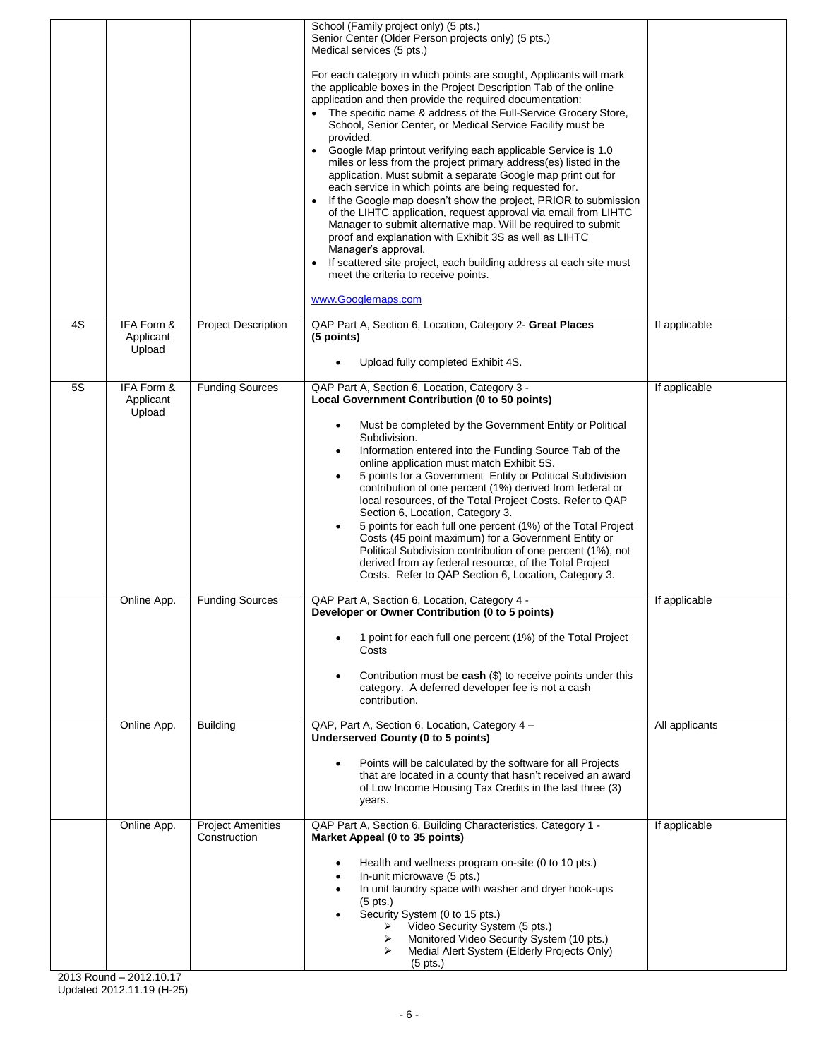| | | | | |
|---|---|---|---|---|
| | | | School (Family project only) (5 pts.)<br>Senior Center (Older Person projects only) (5 pts.)<br>Medical services (5 pts.)<br><br>For each category in which points are sought, Applicants will mark the applicable boxes in the Project Description Tab of the online application and then provide the required documentation:<br>• The specific name & address of the Full-Service Grocery Store, School, Senior Center, or Medical Service Facility must be provided.<br>• Google Map printout verifying each applicable Service is 1.0 miles or less from the project primary address(es) listed in the application. Must submit a separate Google map print out for each service in which points are being requested for.<br>• If the Google map doesn't show the project, PRIOR to submission of the LIHTC application, request approval via email from LIHTC Manager to submit alternative map. Will be required to submit proof and explanation with Exhibit 3S as well as LIHTC Manager's approval.<br>• If scattered site project, each building address at each site must meet the criteria to receive points.<br><br>www.Googlemaps.com | |
| 4S | IFA Form & Applicant Upload | Project Description | QAP Part A, Section 6, Location, Category 2- **Great Places (5 points)**<br><br>• Upload fully completed Exhibit 4S. | If applicable |
| 5S | IFA Form & Applicant Upload | Funding Sources | QAP Part A, Section 6, Location, Category 3 -<br>**Local Government Contribution (0 to 50 points)**<br><br>• Must be completed by the Government Entity or Political Subdivision.<br>• Information entered into the Funding Source Tab of the online application must match Exhibit 5S.<br>• 5 points for a Government Entity or Political Subdivision contribution of one percent (1%) derived from federal or local resources, of the Total Project Costs. Refer to QAP Section 6, Location, Category 3.<br>• 5 points for each full one percent (1%) of the Total Project Costs (45 point maximum) for a Government Entity or Political Subdivision contribution of one percent (1%), not derived from ay federal resource, of the Total Project Costs. Refer to QAP Section 6, Location, Category 3. | If applicable |
| | Online App. | Funding Sources | QAP Part A, Section 6, Location, Category 4 -<br>**Developer or Owner Contribution (0 to 5 points)**<br><br>• 1 point for each full one percent (1%) of the Total Project Costs<br><br>• Contribution must be **cash** ($) to receive points under this category. A deferred developer fee is not a cash contribution. | If applicable |
| | Online App. | Building | QAP, Part A, Section 6, Location, Category 4 –<br>**Underserved County (0 to 5 points)**<br><br>• Points will be calculated by the software for all Projects that are located in a county that hasn't received an award of Low Income Housing Tax Credits in the last three (3) years. | All applicants |
| | Online App. | Project Amenities Construction | QAP Part A, Section 6, Building Characteristics, Category 1 -<br>**Market Appeal (0 to 35 points)**<br><br>• Health and wellness program on-site (0 to 10 pts.)<br>• In-unit microwave (5 pts.)<br>• In unit laundry space with washer and dryer hook-ups (5 pts.)<br>• Security System (0 to 15 pts.)<br>  ➢ Video Security System (5 pts.)<br>  ➢ Monitored Video Security System (10 pts.)<br>  ➢ Medial Alert System (Elderly Projects Only) (5 pts.) | If applicable |

2013 Round – 2012.10.17
Updated 2012.11.19 (H-25)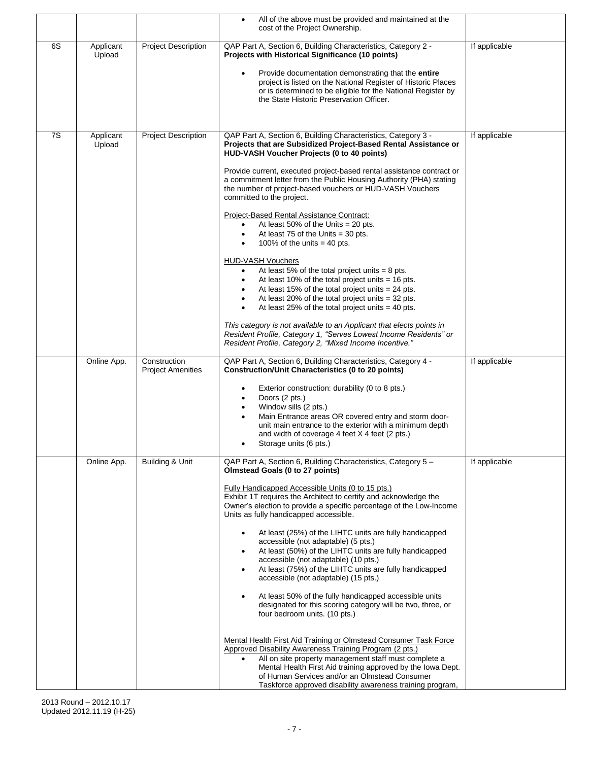| | | | | |
|---|---|---|---|---|
| | | | • All of the above must be provided and maintained at the cost of the Project Ownership. | |
| 6S | Applicant Upload | Project Description | QAP Part A, Section 6, Building Characteristics, Category 2 - **Projects with Historical Significance (10 points)**<br><br>• Provide documentation demonstrating that the **entire** project is listed on the National Register of Historic Places or is determined to be eligible for the National Register by the State Historic Preservation Officer. | If applicable |
| 7S | Applicant Upload | Project Description | QAP Part A, Section 6, Building Characteristics, Category 3 - **Projects that are Subsidized Project-Based Rental Assistance or HUD-VASH Voucher Projects (0 to 40 points)**<br><br>Provide current, executed project-based rental assistance contract or a commitment letter from the Public Housing Authority (PHA) stating the number of project-based vouchers or HUD-VASH Vouchers committed to the project.<br><br><u>Project-Based Rental Assistance Contract:</u><br>• At least 50% of the Units = 20 pts.<br>• At least 75 of the Units = 30 pts.<br>• 100% of the units = 40 pts.<br><br><u>HUD-VASH Vouchers</u><br>• At least 5% of the total project units = 8 pts.<br>• At least 10% of the total project units = 16 pts.<br>• At least 15% of the total project units = 24 pts.<br>• At least 20% of the total project units = 32 pts.<br>• At least 25% of the total project units = 40 pts.<br><br>*This category is not available to an Applicant that elects points in Resident Profile, Category 1, "Serves Lowest Income Residents" or Resident Profile, Category 2, "Mixed Income Incentive."* | If applicable |
| | Online App. | Construction Project Amenities | QAP Part A, Section 6, Building Characteristics, Category 4 - **Construction/Unit Characteristics (0 to 20 points)**<br><br>• Exterior construction: durability (0 to 8 pts.)<br>• Doors (2 pts.)<br>• Window sills (2 pts.)<br>• Main Entrance areas OR covered entry and storm door-unit main entrance to the exterior with a minimum depth and width of coverage 4 feet X 4 feet (2 pts.)<br>• Storage units (6 pts.) | If applicable |
| | Online App. | Building & Unit | QAP Part A, Section 6, Building Characteristics, Category 5 – **Olmstead Goals (0 to 27 points)**<br><br><u>Fully Handicapped Accessible Units (0 to 15 pts.)</u><br>Exhibit 1T requires the Architect to certify and acknowledge the Owner's election to provide a specific percentage of the Low-Income Units as fully handicapped accessible.<br><br>• At least (25%) of the LIHTC units are fully handicapped accessible (not adaptable) (5 pts.)<br>• At least (50%) of the LIHTC units are fully handicapped accessible (not adaptable) (10 pts.)<br>• At least (75%) of the LIHTC units are fully handicapped accessible (not adaptable) (15 pts.)<br><br>• At least 50% of the fully handicapped accessible units designated for this scoring category will be two, three, or four bedroom units. (10 pts.)<br><br><u>Mental Health First Aid Training or Olmstead Consumer Task Force Approved Disability Awareness Training Program (2 pts.)</u><br>• All on site property management staff must complete a Mental Health First Aid training approved by the Iowa Dept. of Human Services and/or an Olmstead Consumer Taskforce approved disability awareness training program, | If applicable |

2013 Round – 2012.10.17
Updated 2012.11.19 (H-25)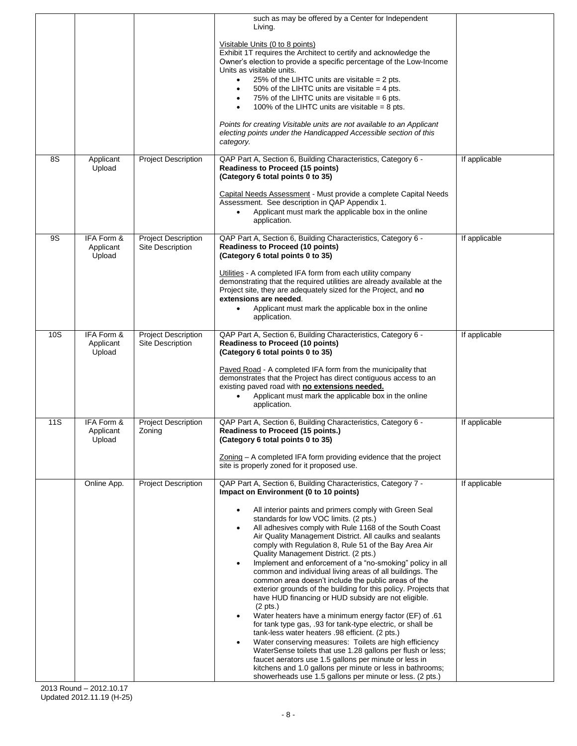| | | | | |
|---|---|---|---|---|
| | | | such as may be offered by a Center for Independent Living.<br><br><u>Visitable Units (0 to 8 points)</u><br>Exhibit 1T requires the Architect to certify and acknowledge the Owner's election to provide a specific percentage of the Low-Income Units as visitable units.<br>• 25% of the LIHTC units are visitable = 2 pts.<br>• 50% of the LIHTC units are visitable = 4 pts.<br>• 75% of the LIHTC units are visitable = 6 pts.<br>• 100% of the LIHTC units are visitable = 8 pts.<br><br>*Points for creating Visitable units are not available to an Applicant electing points under the Handicapped Accessible section of this category.* | |
| 8S | Applicant Upload | Project Description | QAP Part A, Section 6, Building Characteristics, Category 6 - **Readiness to Proceed (15 points)**<br>**(Category 6 total points 0 to 35)**<br><br><u>Capital Needs Assessment</u> - Must provide a complete Capital Needs Assessment. See description in QAP Appendix 1.<br>• Applicant must mark the applicable box in the online application. | If applicable |
| 9S | IFA Form & Applicant Upload | Project Description<br>Site Description | QAP Part A, Section 6, Building Characteristics, Category 6 - **Readiness to Proceed (10 points)**<br>**(Category 6 total points 0 to 35)**<br><br><u>Utilities</u> - A completed IFA form from each utility company demonstrating that the required utilities are already available at the Project site, they are adequately sized for the Project, and **no extensions are needed**.<br>• Applicant must mark the applicable box in the online application. | If applicable |
| 10S | IFA Form & Applicant Upload | Project Description<br>Site Description | QAP Part A, Section 6, Building Characteristics, Category 6 - **Readiness to Proceed (10 points)**<br>**(Category 6 total points 0 to 35)**<br><br><u>Paved Road</u> - A completed IFA form from the municipality that demonstrates that the Project has direct contiguous access to an existing paved road with **<u>no extensions needed.</u>**<br>• Applicant must mark the applicable box in the online application. | If applicable |
| 11S | IFA Form & Applicant Upload | Project Description<br>Zoning | QAP Part A, Section 6, Building Characteristics, Category 6 - **Readiness to Proceed (15 points.)**<br>**(Category 6 total points 0 to 35)**<br><br><u>Zoning</u> – A completed IFA form providing evidence that the project site is properly zoned for it proposed use. | If applicable |
| | Online App. | Project Description | QAP Part A, Section 6, Building Characteristics, Category 7 - **Impact on Environment (0 to 10 points)**<br><br>• All interior paints and primers comply with Green Seal standards for low VOC limits. (2 pts.)<br>• All adhesives comply with Rule 1168 of the South Coast Air Quality Management District. All caulks and sealants comply with Regulation 8, Rule 51 of the Bay Area Air Quality Management District. (2 pts.)<br>• Implement and enforcement of a "no-smoking" policy in all common and individual living areas of all buildings. The common area doesn't include the public areas of the exterior grounds of the building for this policy. Projects that have HUD financing or HUD subsidy are not eligible. (2 pts.)<br>• Water heaters have a minimum energy factor (EF) of .61 for tank type gas, .93 for tank-type electric, or shall be tank-less water heaters .98 efficient. (2 pts.)<br>• Water conserving measures: Toilets are high efficiency WaterSense toilets that use 1.28 gallons per flush or less; faucet aerators use 1.5 gallons per minute or less in kitchens and 1.0 gallons per minute or less in bathrooms; showerheads use 1.5 gallons per minute or less. (2 pts.) | If applicable |

2013 Round – 2012.10.17
Updated 2012.11.19 (H-25)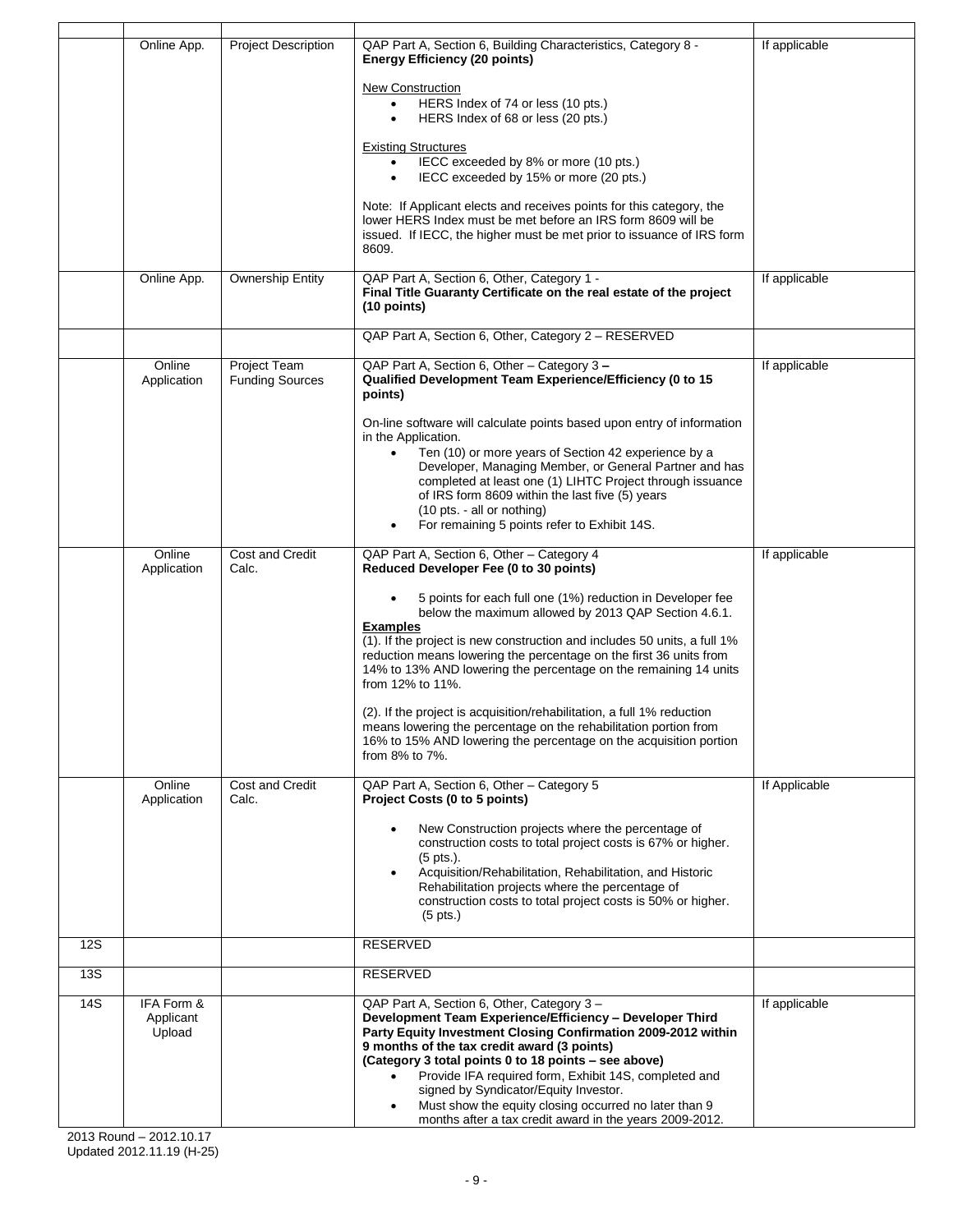| | | | | |
|---|---|---|---|---|
| | Online App. | Project Description | QAP Part A, Section 6, Building Characteristics, Category 8 - **Energy Efficiency (20 points)**<br><br>New Construction<br>• HERS Index of 74 or less (10 pts.)<br>• HERS Index of 68 or less (20 pts.)<br><br>Existing Structures<br>• IECC exceeded by 8% or more (10 pts.)<br>• IECC exceeded by 15% or more (20 pts.)<br><br>Note: If Applicant elects and receives points for this category, the lower HERS Index must be met before an IRS form 8609 will be issued. If IECC, the higher must be met prior to issuance of IRS form 8609. | If applicable |
| | Online App. | Ownership Entity | QAP Part A, Section 6, Other, Category 1 - **Final Title Guaranty Certificate on the real estate of the project (10 points)** | If applicable |
| | | | QAP Part A, Section 6, Other, Category 2 – RESERVED | |
| | Online Application | Project Team Funding Sources | QAP Part A, Section 6, Other – Category 3 **– Qualified Development Team Experience/Efficiency (0 to 15 points)**<br><br>On-line software will calculate points based upon entry of information in the Application.<br>• Ten (10) or more years of Section 42 experience by a Developer, Managing Member, or General Partner and has completed at least one (1) LIHTC Project through issuance of IRS form 8609 within the last five (5) years (10 pts. - all or nothing)<br>• For remaining 5 points refer to Exhibit 14S. | If applicable |
| | Online Application | Cost and Credit Calc. | QAP Part A, Section 6, Other – Category 4 **Reduced Developer Fee (0 to 30 points)**<br><br>• 5 points for each full one (1%) reduction in Developer fee below the maximum allowed by 2013 QAP Section 4.6.1.<br>**Examples**<br>(1). If the project is new construction and includes 50 units, a full 1% reduction means lowering the percentage on the first 36 units from 14% to 13% AND lowering the percentage on the remaining 14 units from 12% to 11%.<br><br>(2). If the project is acquisition/rehabilitation, a full 1% reduction means lowering the percentage on the rehabilitation portion from 16% to 15% AND lowering the percentage on the acquisition portion from 8% to 7%. | If applicable |
| | Online Application | Cost and Credit Calc. | QAP Part A, Section 6, Other – Category 5 **Project Costs (0 to 5 points)**<br><br>• New Construction projects where the percentage of construction costs to total project costs is 67% or higher. (5 pts.).<br>• Acquisition/Rehabilitation, Rehabilitation, and Historic Rehabilitation projects where the percentage of construction costs to total project costs is 50% or higher. (5 pts.) | If Applicable |
| 12S | | | RESERVED | |
| 13S | | | RESERVED | |
| 14S | IFA Form & Applicant Upload | | QAP Part A, Section 6, Other, Category 3 – **Development Team Experience/Efficiency – Developer Third Party Equity Investment Closing Confirmation 2009-2012 within 9 months of the tax credit award (3 points) (Category 3 total points 0 to 18 points – see above)**<br>• Provide IFA required form, Exhibit 14S, completed and signed by Syndicator/Equity Investor.<br>• Must show the equity closing occurred no later than 9 months after a tax credit award in the years 2009-2012. | If applicable |

2013 Round – 2012.10.17
Updated 2012.11.19 (H-25)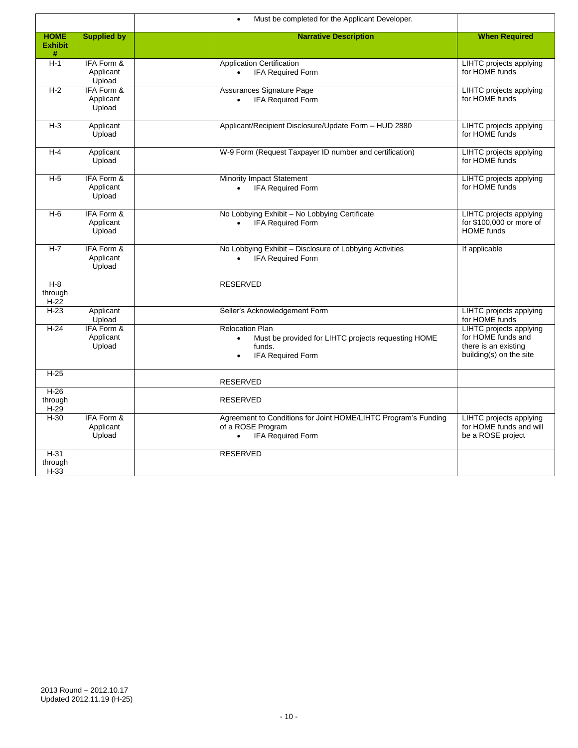| | | | | |
|---|---|---|---|---|
| | | | • Must be completed for the Applicant Developer. | |
| **HOME Exhibit #** | **Supplied by** | | **Narrative Description** | **When Required** |
| H-1 | IFA Form & Applicant Upload | | Application Certification<br>• IFA Required Form | LIHTC projects applying for HOME funds |
| H-2 | IFA Form & Applicant Upload | | Assurances Signature Page<br>• IFA Required Form | LIHTC projects applying for HOME funds |
| H-3 | Applicant Upload | | Applicant/Recipient Disclosure/Update Form – HUD 2880 | LIHTC projects applying for HOME funds |
| H-4 | Applicant Upload | | W-9 Form (Request Taxpayer ID number and certification) | LIHTC projects applying for HOME funds |
| H-5 | IFA Form & Applicant Upload | | Minority Impact Statement<br>• IFA Required Form | LIHTC projects applying for HOME funds |
| H-6 | IFA Form & Applicant Upload | | No Lobbying Exhibit – No Lobbying Certificate<br>• IFA Required Form | LIHTC projects applying for $100,000 or more of HOME funds |
| H-7 | IFA Form & Applicant Upload | | No Lobbying Exhibit – Disclosure of Lobbying Activities<br>• IFA Required Form | If applicable |
| H-8 through H-22 | | | RESERVED | |
| H-23 | Applicant Upload | | Seller's Acknowledgement Form | LIHTC projects applying for HOME funds |
| H-24 | IFA Form & Applicant Upload | | Relocation Plan<br>• Must be provided for LIHTC projects requesting HOME funds.<br>• IFA Required Form | LIHTC projects applying for HOME funds and there is an existing building(s) on the site |
| H-25 | | | RESERVED | |
| H-26 through H-29 | | | RESERVED | |
| H-30 | IFA Form & Applicant Upload | | Agreement to Conditions for Joint HOME/LIHTC Program's Funding of a ROSE Program<br>• IFA Required Form | LIHTC projects applying for HOME funds and will be a ROSE project |
| H-31 through H-33 | | | RESERVED | |

2013 Round – 2012.10.17
Updated 2012.11.19 (H-25)